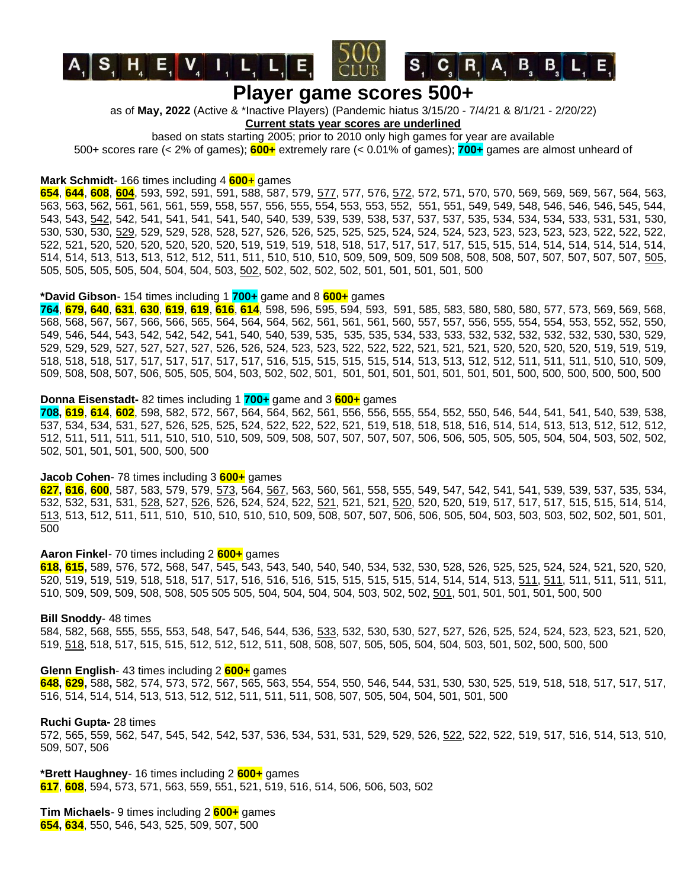# ASHEVILLE 500 CLUB SCRABBLE

## Player game scores 500+

as of **May, 2022** (Active & *Inactive Players) (Pandemic hiatus 3/15/20 - 7/4/21 & 8/1/21 - 2/20/22)

**Current stats year scores are underlined**

based on stats starting 2005; prior to 2010 only high games for year are available

500+ scores rare (< 2% of games); **600+** extremely rare (< 0.01% of games); **700+** games are almost unheard of

**Mark Schmidt**- 166 times including 4 **600**+ games

**654**, **644**, **608**, **604**, 593, 592, 591, 591, 588, 587, 579, 577, 577, 576, 572, 572, 571, 570, 570, 569, 569, 569, 567, 564, 563, 563, 563, 562, 561, 561, 561, 559, 558, 557, 556, 555, 554, 553, 553, 552, 551, 551, 549, 549, 548, 546, 546, 546, 545, 544, 543, 543, 542, 542, 541, 541, 541, 541, 540, 540, 539, 539, 539, 538, 537, 537, 537, 535, 534, 534, 534, 533, 531, 531, 530, 530, 530, 530, 529, 529, 529, 528, 528, 527, 526, 526, 525, 525, 525, 524, 524, 524, 523, 523, 523, 523, 523, 522, 522, 522, 522, 521, 520, 520, 520, 520, 520, 520, 519, 519, 519, 518, 518, 517, 517, 517, 517, 515, 515, 514, 514, 514, 514, 514, 514, 514, 514, 513, 513, 513, 512, 512, 511, 511, 510, 510, 510, 509, 509, 509, 509 508, 508, 508, 507, 507, 507, 507, 507, 505, 505, 505, 505, 505, 504, 504, 504, 503, 502, 502, 502, 502, 502, 501, 501, 501, 501, 500

***David Gibson**- 154 times including 1 **700+** game and 8 **600+** games

**764**, **679, 640**, **631**, **630**, **619**, **619**, **616**, **614**, 598, 596, 595, 594, 593, 591, 585, 583, 580, 580, 580, 577, 573, 569, 569, 568, 568, 568, 567, 567, 566, 566, 565, 564, 564, 564, 562, 561, 561, 561, 560, 557, 557, 556, 555, 554, 554, 553, 552, 552, 550, 549, 546, 544, 543, 542, 542, 542, 541, 540, 539, 535, 535, 535, 534, 533, 533, 532, 532, 532, 532, 532, 530, 530, 529, 529, 529, 529, 527, 527, 527, 527, 526, 526, 524, 523, 523, 522, 522, 522, 521, 521, 521, 520, 520, 520, 520, 519, 519, 519, 518, 518, 518, 517, 517, 517, 517, 517, 517, 516, 515, 515, 515, 515, 514, 513, 513, 512, 512, 511, 511, 511, 510, 510, 509, 509, 508, 508, 507, 506, 505, 505, 504, 503, 502, 502, 501, 501, 501, 501, 501, 501, 501, 501, 500, 500, 500, 500, 500, 500

**Donna Eisenstadt-** 82 times including 1 **700+** game and 3 **600+** games

**708**, **619**, **614**, **602**, 598, 582, 572, 567, 564, 564, 562, 561, 556, 556, 555, 554, 552, 550, 546, 544, 541, 541, 540, 539, 538, 537, 534, 534, 531, 527, 526, 525, 525, 524, 522, 522, 522, 521, 519, 518, 518, 518, 516, 514, 514, 513, 513, 512, 512, 512, 512, 511, 511, 511, 511, 510, 510, 510, 509, 509, 508, 507, 507, 507, 507, 506, 506, 505, 505, 505, 504, 504, 503, 502, 502, 502, 501, 501, 501, 500, 500, 500

**Jacob Cohen**- 78 times including 3 **600+** games

**627**, **616**, **600**, 587, 583, 579, 579, 573, 564, 567, 563, 560, 561, 558, 555, 549, 547, 542, 541, 541, 539, 539, 537, 535, 534, 532, 532, 531, 531, 528, 527, 526, 526, 524, 524, 522, 521, 521, 521, 520, 520, 520, 519, 517, 517, 517, 515, 515, 514, 514, 513, 513, 512, 511, 511, 510, 510, 510, 510, 510, 509, 508, 507, 507, 506, 506, 505, 504, 503, 503, 503, 502, 502, 501, 501, 500

**Aaron Finkel**- 70 times including 2 **600+** games

**618**, **615,** 589, 576, 572, 568, 547, 545, 543, 543, 540, 540, 540, 534, 532, 530, 528, 526, 525, 525, 524, 524, 521, 520, 520, 520, 519, 519, 519, 518, 518, 517, 517, 516, 516, 516, 515, 515, 515, 515, 514, 514, 514, 513, 511, 511, 511, 511, 511, 511, 510, 509, 509, 509, 508, 508, 505 505 505, 504, 504, 504, 504, 503, 502, 502, 501, 501, 501, 501, 501, 500, 500

**Bill Snoddy**- 48 times

584, 582, 568, 555, 555, 553, 548, 547, 546, 544, 536, 533, 532, 530, 530, 527, 527, 526, 525, 524, 524, 523, 523, 521, 520, 519, 518, 518, 517, 515, 515, 512, 512, 512, 511, 508, 508, 507, 505, 505, 504, 504, 503, 501, 502, 500, 500, 500

**Glenn English**- 43 times including 2 **600+** games

**648, 629,** 588, 582, 574, 573, 572, 567, 565, 563, 554, 554, 550, 546, 544, 531, 530, 530, 525, 519, 518, 518, 517, 517, 517, 516, 514, 514, 514, 513, 513, 512, 512, 511, 511, 511, 508, 507, 505, 504, 504, 501, 501, 500

**Ruchi Gupta-** 28 times

572, 565, 559, 562, 547, 545, 542, 542, 537, 536, 534, 531, 531, 529, 529, 526, 522, 522, 522, 519, 517, 516, 514, 513, 510, 509, 507, 506

***Brett Haughney**- 16 times including 2 **600+** games

**617**, **608**, 594, 573, 571, 563, 559, 551, 521, 519, 516, 514, 506, 506, 503, 502

**Tim Michaels**- 9 times including 2 **600+** games

**654, 634**, 550, 546, 543, 525, 509, 507, 500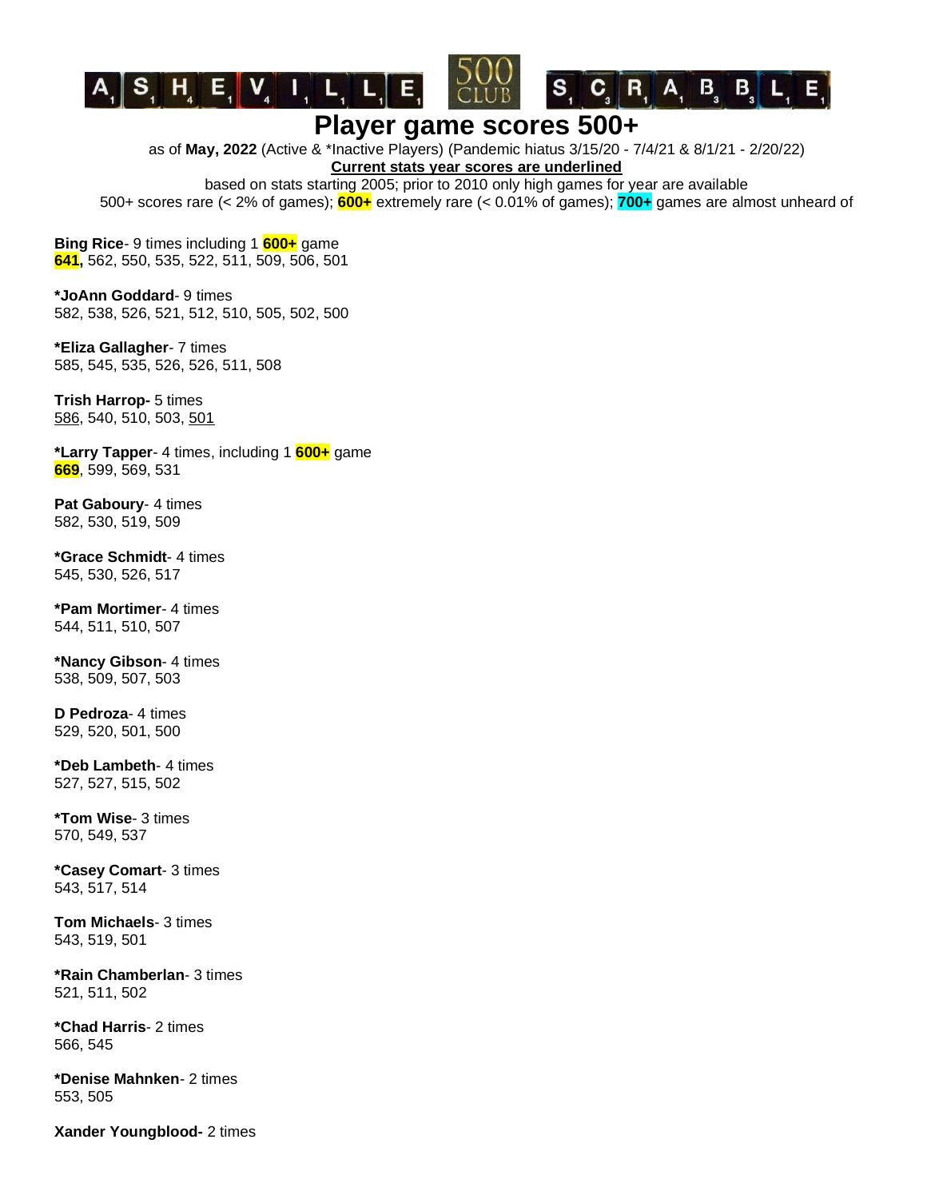# ASHEVILLE 500 CLUB SCRABBLE

## Player game scores 500+

as of **May, 2022** (Active & *Inactive Players) (Pandemic hiatus 3/15/20 - 7/4/21 & 8/1/21 - 2/20/22)

<u>**Current stats year scores are underlined**</u>

based on stats starting 2005; prior to 2010 only high games for year are available

500+ scores rare (< 2% of games); **600+** extremely rare (< 0.01% of games); **700+** games are almost unheard of

**Bing Rice**- 9 times including 1 **600+** game
**641,** 562, 550, 535, 522, 511, 509, 506, 501

***JoAnn Goddard**- 9 times
582, 538, 526, 521, 512, 510, 505, 502, 500

***Eliza Gallagher**- 7 times
585, 545, 535, 526, 526, 511, 508

**Trish Harrop-** 5 times
<u>586</u>, 540, 510, 503, <u>501</u>

***Larry Tapper**- 4 times, including 1 **600+** game
**669**, 599, 569, 531

**Pat Gaboury**- 4 times
582, 530, 519, 509

***Grace Schmidt**- 4 times
545, 530, 526, 517

***Pam Mortimer**- 4 times
544, 511, 510, 507

***Nancy Gibson**- 4 times
538, 509, 507, 503

**D Pedroza**- 4 times
529, 520, 501, 500

***Deb Lambeth**- 4 times
527, 527, 515, 502

***Tom Wise**- 3 times
570, 549, 537

***Casey Comart**- 3 times
543, 517, 514

**Tom Michaels**- 3 times
543, 519, 501

***Rain Chamberlan**- 3 times
521, 511, 502

***Chad Harris**- 2 times
566, 545

***Denise Mahnken**- 2 times
553, 505

**Xander Youngblood-** 2 times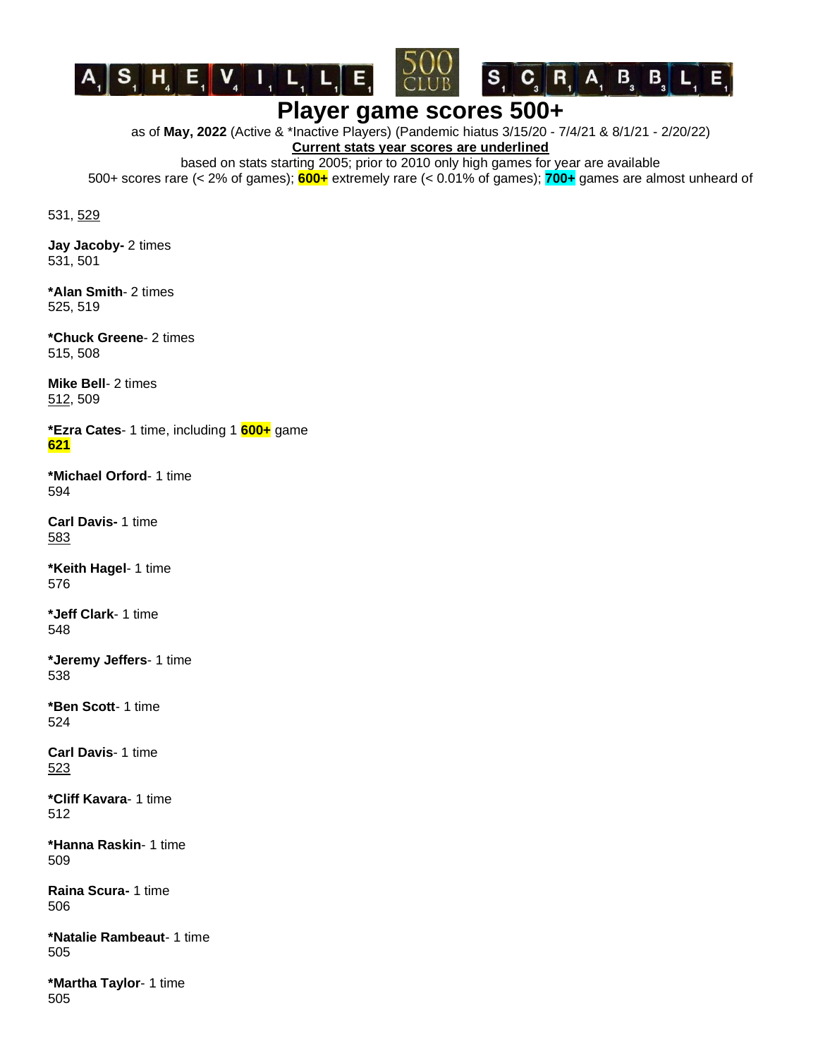# Player game scores 500+

as of **May, 2022** (Active & *Inactive Players) (Pandemic hiatus 3/15/20 - 7/4/21 & 8/1/21 - 2/20/22)

<u>**Current stats year scores are underlined**</u>

based on stats starting 2005; prior to 2010 only high games for year are available

500+ scores rare (< 2% of games); **600+** extremely rare (< 0.01% of games); **700+** games are almost unheard of

531, <u>529</u>

**Jay Jacoby-** 2 times
531, 501

***Alan Smith**- 2 times
525, 519

***Chuck Greene**- 2 times
515, 508

**Mike Bell**- 2 times
<u>512</u>, 509

***Ezra Cates**- 1 time, including 1 **600+** game
**<u>621</u>**

***Michael Orford**- 1 time
594

**Carl Davis-** 1 time
<u>583</u>

***Keith Hagel**- 1 time
576

***Jeff Clark**- 1 time
548

***Jeremy Jeffers**- 1 time
538

***Ben Scott**- 1 time
524

**Carl Davis**- 1 time
<u>523</u>

***Cliff Kavara**- 1 time
512

***Hanna Raskin**- 1 time
509

**Raina Scura-** 1 time
506

***Natalie Rambeaut**- 1 time
505

***Martha Taylor**- 1 time
505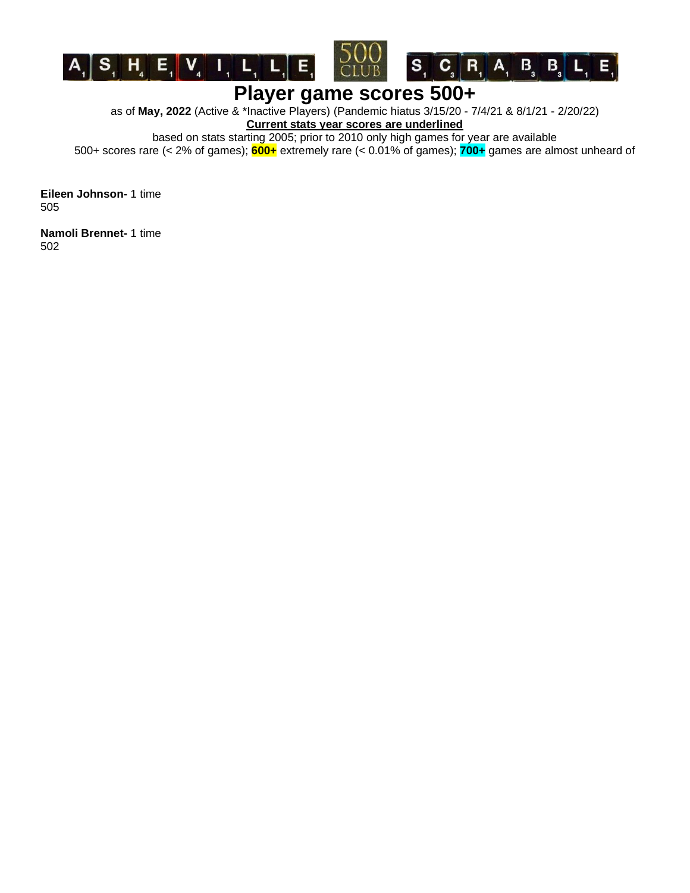# ASHEVILLE 500 CLUB SCRABBLE

## Player game scores 500+

as of **May, 2022** (Active & *Inactive Players) (Pandemic hiatus 3/15/20 - 7/4/21 & 8/1/21 - 2/20/22)

**Current stats year scores are underlined**

based on stats starting 2005; prior to 2010 only high games for year are available

500+ scores rare (< 2% of games); **600+** extremely rare (< 0.01% of games); **700+** games are almost unheard of

**Eileen Johnson-** 1 time
505

**Namoli Brennet-** 1 time
502